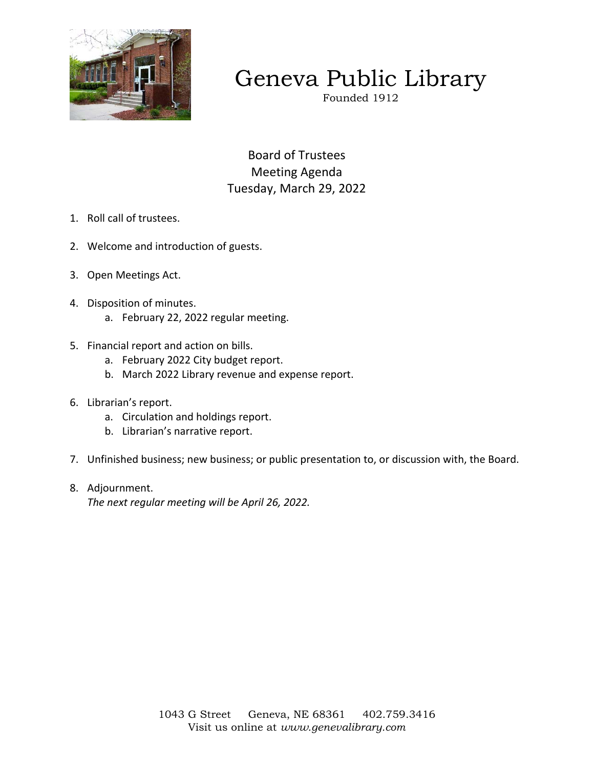# Geneva Public Library

Founded 1912

## Board of Trustees
## Meeting Agenda
## Tuesday, March 29, 2022

1. Roll call of trustees.

2. Welcome and introduction of guests.

3. Open Meetings Act.

4. Disposition of minutes.
   a. February 22, 2022 regular meeting.

5. Financial report and action on bills.
   a. February 2022 City budget report.
   b. March 2022 Library revenue and expense report.

6. Librarian's report.
   a. Circulation and holdings report.
   b. Librarian's narrative report.

7. Unfinished business; new business; or public presentation to, or discussion with, the Board.

8. Adjournment.
   *The next regular meeting will be April 26, 2022.*

1043 G Street   Geneva, NE 68361   402.759.3416
Visit us online at *www.genevalibrary.com*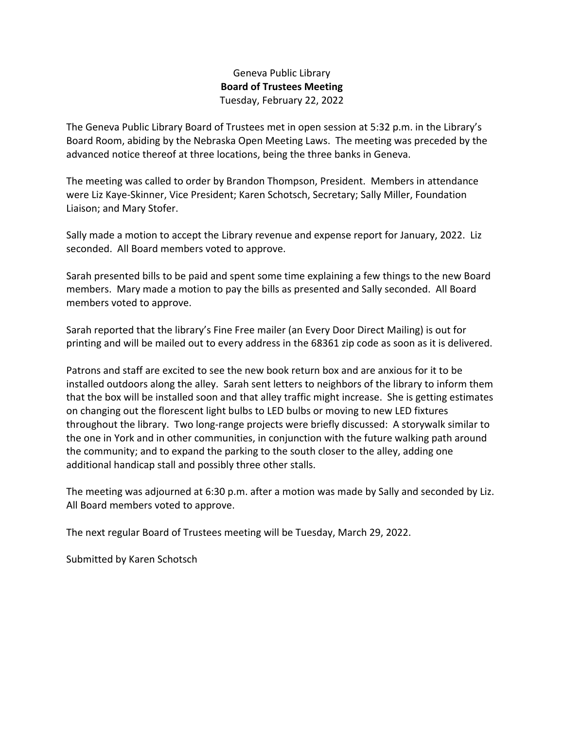Geneva Public Library

**Board of Trustees Meeting**

Tuesday, February 22, 2022

The Geneva Public Library Board of Trustees met in open session at 5:32 p.m. in the Library's Board Room, abiding by the Nebraska Open Meeting Laws. The meeting was preceded by the advanced notice thereof at three locations, being the three banks in Geneva.

The meeting was called to order by Brandon Thompson, President. Members in attendance were Liz Kaye-Skinner, Vice President; Karen Schotsch, Secretary; Sally Miller, Foundation Liaison; and Mary Stofer.

Sally made a motion to accept the Library revenue and expense report for January, 2022. Liz seconded. All Board members voted to approve.

Sarah presented bills to be paid and spent some time explaining a few things to the new Board members. Mary made a motion to pay the bills as presented and Sally seconded. All Board members voted to approve.

Sarah reported that the library's Fine Free mailer (an Every Door Direct Mailing) is out for printing and will be mailed out to every address in the 68361 zip code as soon as it is delivered.

Patrons and staff are excited to see the new book return box and are anxious for it to be installed outdoors along the alley. Sarah sent letters to neighbors of the library to inform them that the box will be installed soon and that alley traffic might increase. She is getting estimates on changing out the florescent light bulbs to LED bulbs or moving to new LED fixtures throughout the library. Two long-range projects were briefly discussed: A storywalk similar to the one in York and in other communities, in conjunction with the future walking path around the community; and to expand the parking to the south closer to the alley, adding one additional handicap stall and possibly three other stalls.

The meeting was adjourned at 6:30 p.m. after a motion was made by Sally and seconded by Liz. All Board members voted to approve.

The next regular Board of Trustees meeting will be Tuesday, March 29, 2022.

Submitted by Karen Schotsch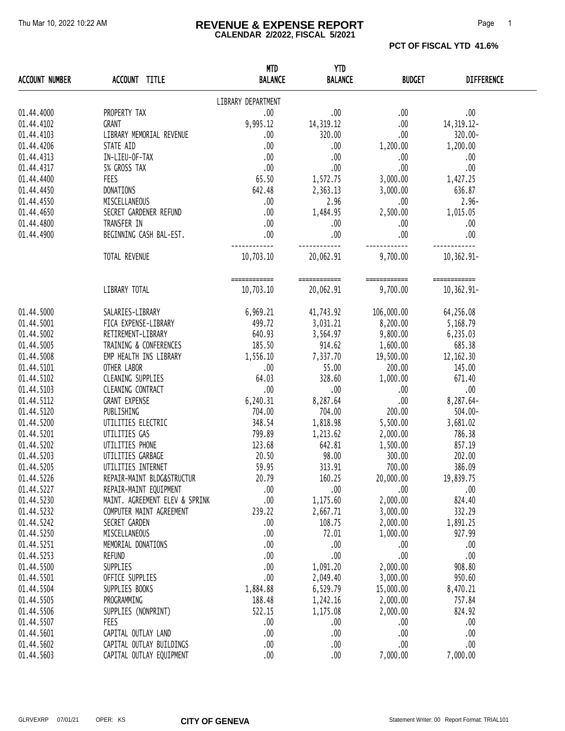# REVENUE & EXPENSE REPORT

**CALENDAR 2/2022, FISCAL 5/2021**

**PCT OF FISCAL YTD 41.6%**

| ACCOUNT NUMBER | ACCOUNT TITLE | MTD BALANCE | YTD BALANCE | BUDGET | DIFFERENCE |
|---|---|---|---|---|---|
| | | LIBRARY DEPARTMENT | | | |
| 01.44.4000 | PROPERTY TAX | .00 | .00 | .00 | .00 |
| 01.44.4102 | GRANT | 9,995.12 | 14,319.12 | .00 | 14,319.12- |
| 01.44.4103 | LIBRARY MEMORIAL REVENUE | .00 | 320.00 | .00 | 320.00- |
| 01.44.4206 | STATE AID | .00 | .00 | 1,200.00 | 1,200.00 |
| 01.44.4313 | IN-LIEU-OF-TAX | .00 | .00 | .00 | .00 |
| 01.44.4317 | 5% GROSS TAX | .00 | .00 | .00 | .00 |
| 01.44.4400 | FEES | 65.50 | 1,572.75 | 3,000.00 | 1,427.25 |
| 01.44.4450 | DONATIONS | 642.48 | 2,363.13 | 3,000.00 | 636.87 |
| 01.44.4550 | MISCELLANEOUS | .00 | 2.96 | .00 | 2.96- |
| 01.44.4650 | SECRET GARDENER REFUND | .00 | 1,484.95 | 2,500.00 | 1,015.05 |
| 01.44.4800 | TRANSFER IN | .00 | .00 | .00 | .00 |
| 01.44.4900 | BEGINNING CASH BAL-EST. | .00 | .00 | .00 | .00 |
| | TOTAL REVENUE | 10,703.10 | 20,062.91 | 9,700.00 | 10,362.91- |
| | LIBRARY TOTAL | 10,703.10 | 20,062.91 | 9,700.00 | 10,362.91- |
| 01.44.5000 | SALARIES-LIBRARY | 6,969.21 | 41,743.92 | 106,000.00 | 64,256.08 |
| 01.44.5001 | FICA EXPENSE-LIBRARY | 499.72 | 3,031.21 | 8,200.00 | 5,168.79 |
| 01.44.5002 | RETIREMENT-LIBRARY | 640.93 | 3,564.97 | 9,800.00 | 6,235.03 |
| 01.44.5005 | TRAINING & CONFERENCES | 185.50 | 914.62 | 1,600.00 | 685.38 |
| 01.44.5008 | EMP HEALTH INS LIBRARY | 1,556.10 | 7,337.70 | 19,500.00 | 12,162.30 |
| 01.44.5101 | OTHER LABOR | .00 | 55.00 | 200.00 | 145.00 |
| 01.44.5102 | CLEANING SUPPLIES | 64.03 | 328.60 | 1,000.00 | 671.40 |
| 01.44.5103 | CLEANING CONTRACT | .00 | .00 | .00 | .00 |
| 01.44.5112 | GRANT EXPENSE | 6,240.31 | 8,287.64 | .00 | 8,287.64- |
| 01.44.5120 | PUBLISHING | 704.00 | 704.00 | 200.00 | 504.00- |
| 01.44.5200 | UTILITIES ELECTRIC | 348.54 | 1,818.98 | 5,500.00 | 3,681.02 |
| 01.44.5201 | UTILITIES GAS | 799.89 | 1,213.62 | 2,000.00 | 786.38 |
| 01.44.5202 | UTILITIES PHONE | 123.68 | 642.81 | 1,500.00 | 857.19 |
| 01.44.5203 | UTILITIES GARBAGE | 20.50 | 98.00 | 300.00 | 202.00 |
| 01.44.5205 | UTILITIES INTERNET | 59.95 | 313.91 | 700.00 | 386.09 |
| 01.44.5226 | REPAIR-MAINT BLDG&STRUCTUR | 20.79 | 160.25 | 20,000.00 | 19,839.75 |
| 01.44.5227 | REPAIR-MAINT EQUIPMENT | .00 | .00 | .00 | .00 |
| 01.44.5230 | MAINT. AGREEMENT ELEV & SPRINK | .00 | 1,175.60 | 2,000.00 | 824.40 |
| 01.44.5232 | COMPUTER MAINT AGREEMENT | 239.22 | 2,667.71 | 3,000.00 | 332.29 |
| 01.44.5242 | SECRET GARDEN | .00 | 108.75 | 2,000.00 | 1,891.25 |
| 01.44.5250 | MISCELLANEOUS | .00 | 72.01 | 1,000.00 | 927.99 |
| 01.44.5251 | MEMORIAL DONATIONS | .00 | .00 | .00 | .00 |
| 01.44.5253 | REFUND | .00 | .00 | .00 | .00 |
| 01.44.5500 | SUPPLIES | .00 | 1,091.20 | 2,000.00 | 908.80 |
| 01.44.5501 | OFFICE SUPPLIES | .00 | 2,049.40 | 3,000.00 | 950.60 |
| 01.44.5504 | SUPPLIES BOOKS | 1,884.88 | 6,529.79 | 15,000.00 | 8,470.21 |
| 01.44.5505 | PROGRAMMING | 188.48 | 1,242.16 | 2,000.00 | 757.84 |
| 01.44.5506 | SUPPLIES (NONPRINT) | 522.15 | 1,175.08 | 2,000.00 | 824.92 |
| 01.44.5507 | FEES | .00 | .00 | .00 | .00 |
| 01.44.5601 | CAPITAL OUTLAY LAND | .00 | .00 | .00 | .00 |
| 01.44.5602 | CAPITAL OUTLAY BUILDINGS | .00 | .00 | .00 | .00 |
| 01.44.5603 | CAPITAL OUTLAY EQUIPMENT | .00 | .00 | 7,000.00 | 7,000.00 |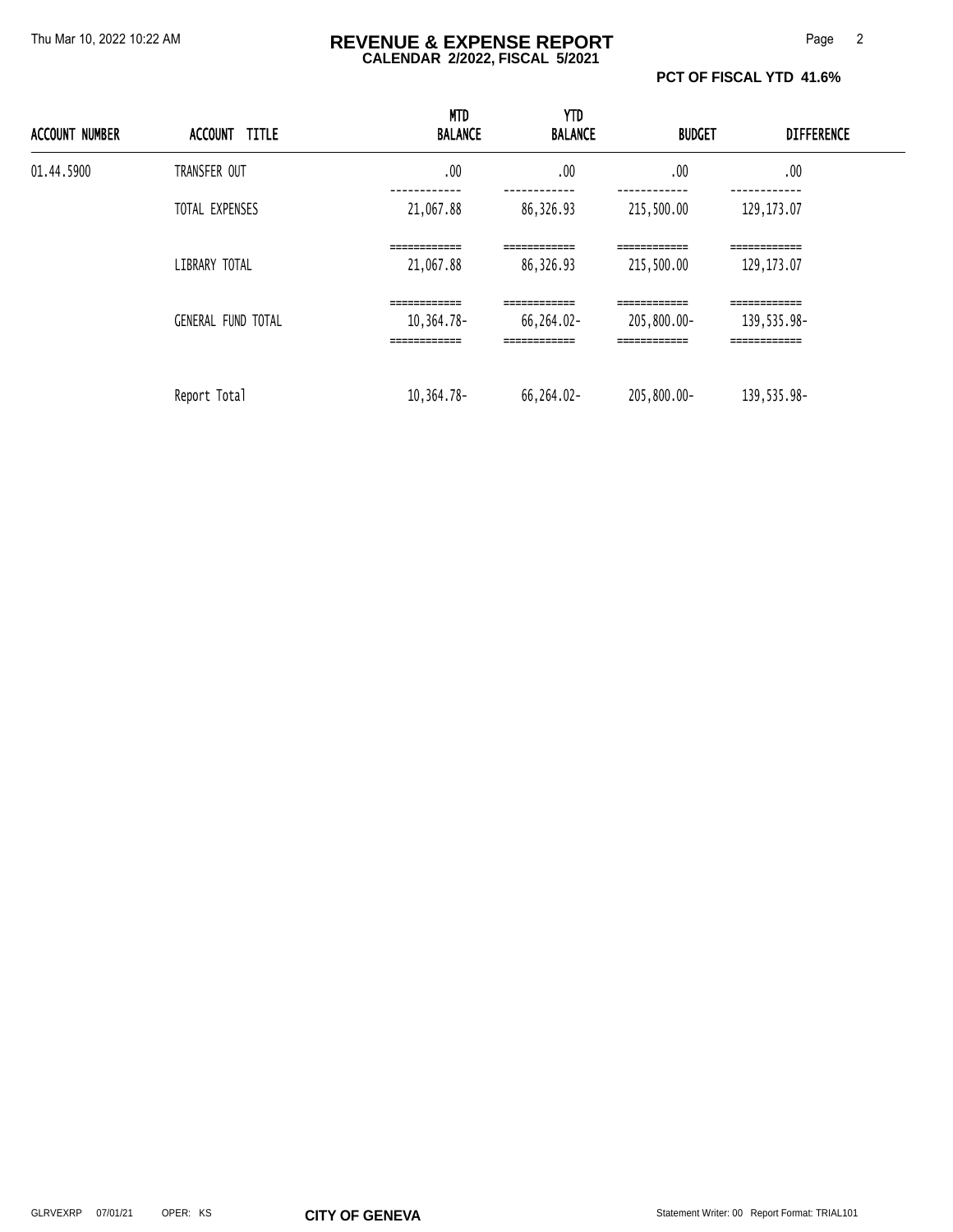# REVENUE & EXPENSE REPORT

**CALENDAR 2/2022, FISCAL 5/2021**

**PCT OF FISCAL YTD 41.6%**

| ACCOUNT NUMBER | ACCOUNT TITLE | MTD BALANCE | YTD BALANCE | BUDGET | DIFFERENCE |
|---|---|---|---|---|---|
| 01.44.5900 | TRANSFER OUT | .00 | .00 | .00 | .00 |
| | TOTAL EXPENSES | 21,067.88 | 86,326.93 | 215,500.00 | 129,173.07 |
| | LIBRARY TOTAL | 21,067.88 | 86,326.93 | 215,500.00 | 129,173.07 |
| | GENERAL FUND TOTAL | 10,364.78- | 66,264.02- | 205,800.00- | 139,535.98- |
| | Report Total | 10,364.78- | 66,264.02- | 205,800.00- | 139,535.98- |

GLRVEXRP 07/01/21 OPER: KS **CITY OF GENEVA** Statement Writer: 00 Report Format: TRIAL101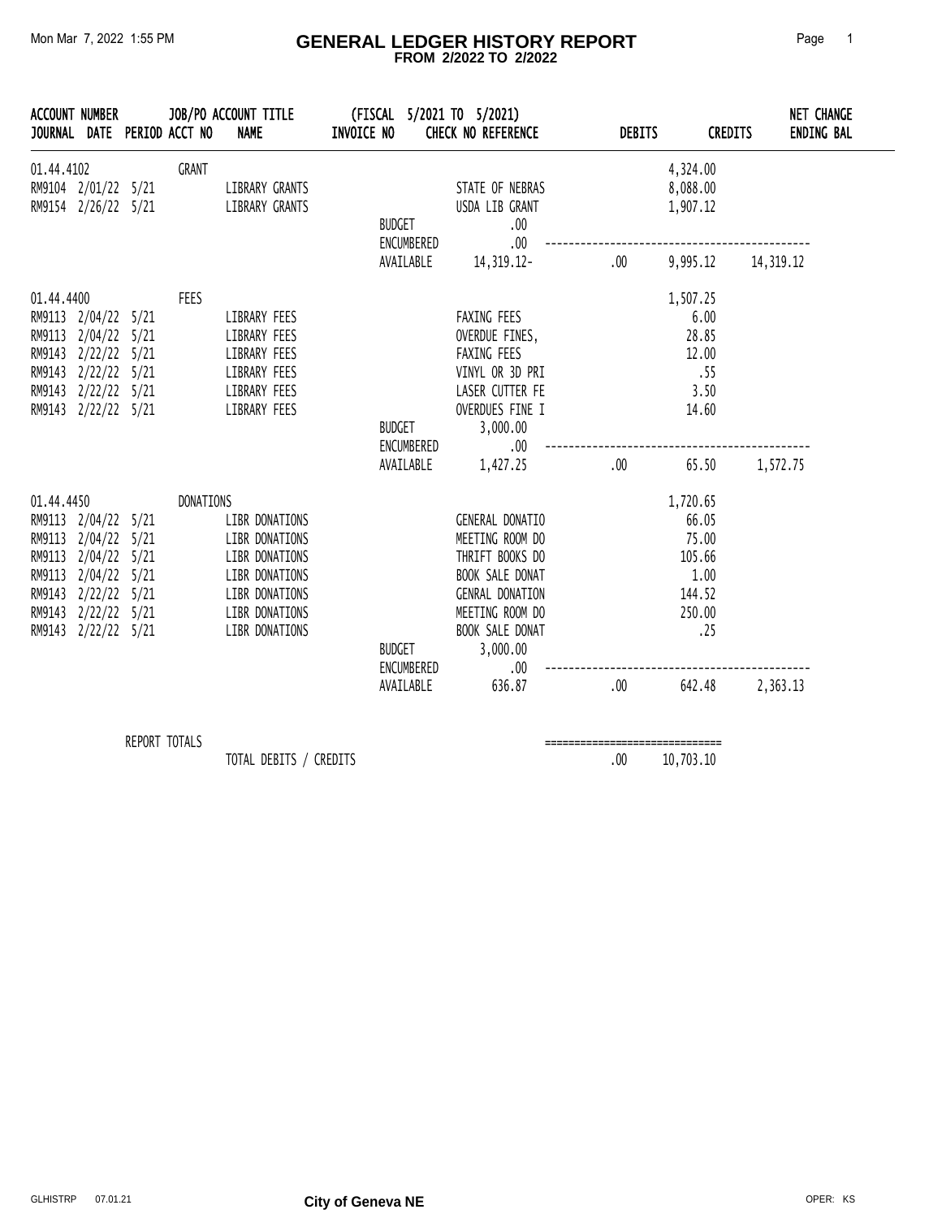# GENERAL LEDGER HISTORY REPORT

**FROM 2/2022 TO 2/2022**

Mon Mar 7, 2022 1:55 PM

| ACCOUNT NUMBER / JOURNAL | DATE | PERIOD | JOB/PO ACCT NO | ACCOUNT TITLE / NAME | (FISCAL 5/2021 TO 5/2021) INVOICE NO | CHECK NO REFERENCE | DEBITS | CREDITS | NET CHANGE ENDING BAL |
|---|---|---|---|---|---|---|---|---|---|
| 01.44.4102 | | | GRANT | | | | | 4,324.00 | |
| RM9104 | 2/01/22 | 5/21 | | LIBRARY GRANTS | | STATE OF NEBRAS | | 8,088.00 | |
| RM9154 | 2/26/22 | 5/21 | | LIBRARY GRANTS | | USDA LIB GRANT | | 1,907.12 | |
| | | | | | BUDGET | .00 | | | |
| | | | | | ENCUMBERED | .00 | | | |
| | | | | | AVAILABLE | 14,319.12- | .00 | 9,995.12 | 14,319.12 |
| 01.44.4400 | | | FEES | | | | | 1,507.25 | |
| RM9113 | 2/04/22 | 5/21 | | LIBRARY FEES | | FAXING FEES | | 6.00 | |
| RM9113 | 2/04/22 | 5/21 | | LIBRARY FEES | | OVERDUE FINES, | | 28.85 | |
| RM9143 | 2/22/22 | 5/21 | | LIBRARY FEES | | FAXING FEES | | 12.00 | |
| RM9143 | 2/22/22 | 5/21 | | LIBRARY FEES | | VINYL OR 3D PRI | | .55 | |
| RM9143 | 2/22/22 | 5/21 | | LIBRARY FEES | | LASER CUTTER FE | | 3.50 | |
| RM9143 | 2/22/22 | 5/21 | | LIBRARY FEES | | OVERDUES FINE I | | 14.60 | |
| | | | | | BUDGET | 3,000.00 | | | |
| | | | | | ENCUMBERED | .00 | | | |
| | | | | | AVAILABLE | 1,427.25 | .00 | 65.50 | 1,572.75 |
| 01.44.4450 | | | DONATIONS | | | | | 1,720.65 | |
| RM9113 | 2/04/22 | 5/21 | | LIBR DONATIONS | | GENERAL DONATIO | | 66.05 | |
| RM9113 | 2/04/22 | 5/21 | | LIBR DONATIONS | | MEETING ROOM DO | | 75.00 | |
| RM9113 | 2/04/22 | 5/21 | | LIBR DONATIONS | | THRIFT BOOKS DO | | 105.66 | |
| RM9113 | 2/04/22 | 5/21 | | LIBR DONATIONS | | BOOK SALE DONAT | | 1.00 | |
| RM9143 | 2/22/22 | 5/21 | | LIBR DONATIONS | | GENRAL DONATION | | 144.52 | |
| RM9143 | 2/22/22 | 5/21 | | LIBR DONATIONS | | MEETING ROOM DO | | 250.00 | |
| RM9143 | 2/22/22 | 5/21 | | LIBR DONATIONS | | BOOK SALE DONAT | | .25 | |
| | | | | | BUDGET | 3,000.00 | | | |
| | | | | | ENCUMBERED | .00 | | | |
| | | | | | AVAILABLE | 636.87 | .00 | 642.48 | 2,363.13 |

REPORT TOTALS

| | DEBITS | CREDITS |
|---|---|---|
| TOTAL DEBITS / CREDITS | .00 | 10,703.10 |

GLHISTRP 07.01.21 — City of Geneva NE — OPER: KS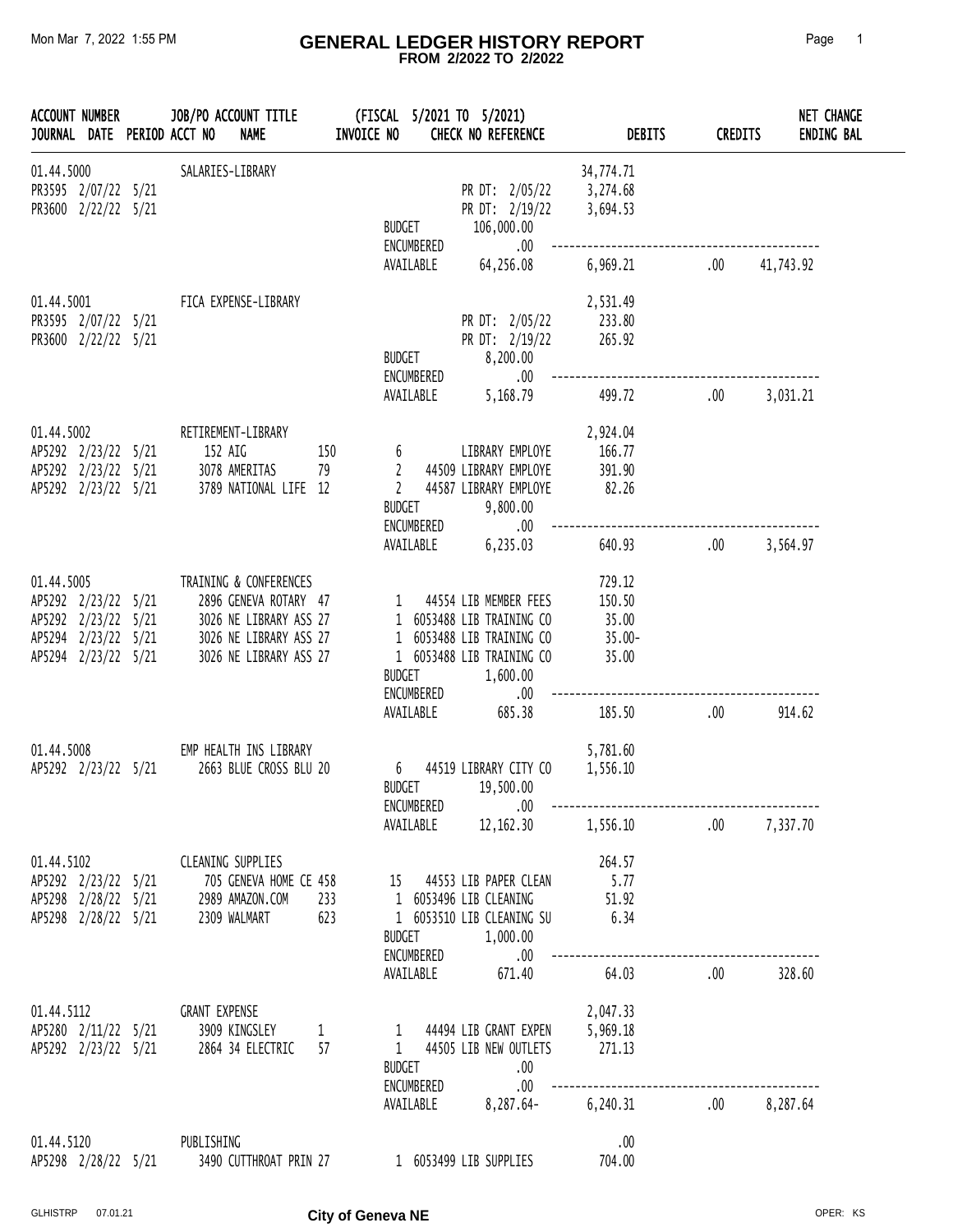# GENERAL LEDGER HISTORY REPORT

**FROM 2/2022 TO 2/2022**

Mon Mar 7, 2022 1:55 PM

| ACCOUNT NUMBER / JOURNAL | DATE | PERIOD | JOB/PO ACCT NO | ACCOUNT TITLE / NAME | INVOICE NO | CHECK NO | REFERENCE | DEBITS | CREDITS | NET CHANGE / ENDING BAL |
|---|---|---|---|---|---|---|---|---|---|---|
| 01.44.5000 | | | | SALARIES-LIBRARY | | | | 34,774.71 | | |
| PR3595 | 2/07/22 | 5/21 | | | | | PR DT: 2/05/22 | 3,274.68 | | |
| PR3600 | 2/22/22 | 5/21 | | | | | PR DT: 2/19/22 | 3,694.53 | | |
| | | | | | BUDGET | | 106,000.00 | | | |
| | | | | | ENCUMBERED | | .00 | | | |
| | | | | | AVAILABLE | | 64,256.08 | 6,969.21 | .00 | 41,743.92 |
| 01.44.5001 | | | | FICA EXPENSE-LIBRARY | | | | 2,531.49 | | |
| PR3595 | 2/07/22 | 5/21 | | | | | PR DT: 2/05/22 | 233.80 | | |
| PR3600 | 2/22/22 | 5/21 | | | | | PR DT: 2/19/22 | 265.92 | | |
| | | | | | BUDGET | | 8,200.00 | | | |
| | | | | | ENCUMBERED | | .00 | | | |
| | | | | | AVAILABLE | | 5,168.79 | 499.72 | .00 | 3,031.21 |
| 01.44.5002 | | | | RETIREMENT-LIBRARY | | | | 2,924.04 | | |
| AP5292 | 2/23/22 | 5/21 | 152 | AIG | 150 6 | | LIBRARY EMPLOYE | 166.77 | | |
| AP5292 | 2/23/22 | 5/21 | 3078 | AMERITAS | 79 2 | 44509 | LIBRARY EMPLOYE | 391.90 | | |
| AP5292 | 2/23/22 | 5/21 | 3789 | NATIONAL LIFE | 12 2 | 44587 | LIBRARY EMPLOYE | 82.26 | | |
| | | | | | BUDGET | | 9,800.00 | | | |
| | | | | | ENCUMBERED | | .00 | | | |
| | | | | | AVAILABLE | | 6,235.03 | 640.93 | .00 | 3,564.97 |
| 01.44.5005 | | | | TRAINING & CONFERENCES | | | | 729.12 | | |
| AP5292 | 2/23/22 | 5/21 | 2896 | GENEVA ROTARY | 47 1 | 44554 | LIB MEMBER FEES | 150.50 | | |
| AP5292 | 2/23/22 | 5/21 | 3026 | NE LIBRARY ASS | 27 1 | 6053488 | LIB TRAINING CO | 35.00 | | |
| AP5294 | 2/23/22 | 5/21 | 3026 | NE LIBRARY ASS | 27 1 | 6053488 | LIB TRAINING CO | 35.00- | | |
| AP5294 | 2/23/22 | 5/21 | 3026 | NE LIBRARY ASS | 27 1 | 6053488 | LIB TRAINING CO | 35.00 | | |
| | | | | | BUDGET | | 1,600.00 | | | |
| | | | | | ENCUMBERED | | .00 | | | |
| | | | | | AVAILABLE | | 685.38 | 185.50 | .00 | 914.62 |
| 01.44.5008 | | | | EMP HEALTH INS LIBRARY | | | | 5,781.60 | | |
| AP5292 | 2/23/22 | 5/21 | 2663 | BLUE CROSS BLU | 20 6 | 44519 | LIBRARY CITY CO | 1,556.10 | | |
| | | | | | BUDGET | | 19,500.00 | | | |
| | | | | | ENCUMBERED | | .00 | | | |
| | | | | | AVAILABLE | | 12,162.30 | 1,556.10 | .00 | 7,337.70 |
| 01.44.5102 | | | | CLEANING SUPPLIES | | | | 264.57 | | |
| AP5292 | 2/23/22 | 5/21 | 705 | GENEVA HOME CE | 458 15 | 44553 | LIB PAPER CLEAN | 5.77 | | |
| AP5298 | 2/28/22 | 5/21 | 2989 | AMAZON.COM | 233 1 | 6053496 | LIB CLEANING | 51.92 | | |
| AP5298 | 2/28/22 | 5/21 | 2309 | WALMART | 623 1 | 6053510 | LIB CLEANING SU | 6.34 | | |
| | | | | | BUDGET | | 1,000.00 | | | |
| | | | | | ENCUMBERED | | .00 | | | |
| | | | | | AVAILABLE | | 671.40 | 64.03 | .00 | 328.60 |
| 01.44.5112 | | | | GRANT EXPENSE | | | | 2,047.33 | | |
| AP5280 | 2/11/22 | 5/21 | 3909 | KINGSLEY | 1 1 | 44494 | LIB GRANT EXPEN | 5,969.18 | | |
| AP5292 | 2/23/22 | 5/21 | 2864 | 34 ELECTRIC | 57 1 | 44505 | LIB NEW OUTLETS | 271.13 | | |
| | | | | | BUDGET | | .00 | | | |
| | | | | | ENCUMBERED | | .00 | | | |
| | | | | | AVAILABLE | | 8,287.64- | 6,240.31 | .00 | 8,287.64 |
| 01.44.5120 | | | | PUBLISHING | | | | .00 | | |
| AP5298 | 2/28/22 | 5/21 | 3490 | CUTTHROAT PRIN | 27 1 | 6053499 | LIB SUPPLIES | 704.00 | | |

(FISCAL 5/2021 TO 5/2021)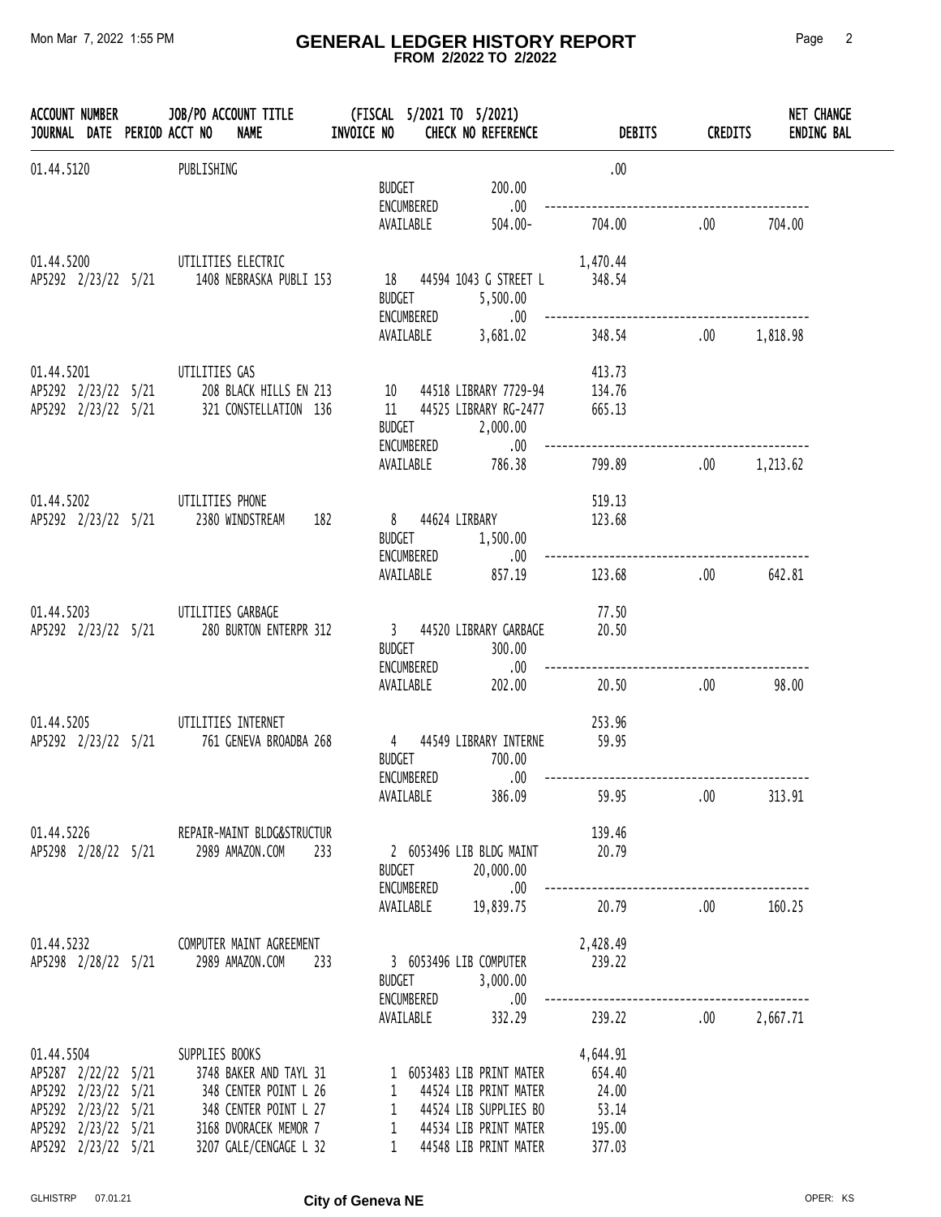# GENERAL LEDGER HISTORY REPORT

**FROM 2/2022 TO 2/2022**

| ACCOUNT NUMBER / JOURNAL | DATE | PERIOD | JOB/PO ACCOUNT TITLE / ACCT NO NAME | INVOICE NO | (FISCAL 5/2021 TO 5/2021) CHECK NO REFERENCE | DEBITS | CREDITS | NET CHANGE / ENDING BAL |
|---|---|---|---|---|---|---|---|---|
| 01.44.5120 | | | PUBLISHING | | | .00 | | |
| | | | | | BUDGET 200.00 | | | |
| | | | | | ENCUMBERED .00 | | | |
| | | | | | AVAILABLE 504.00- | 704.00 | .00 | 704.00 |
| 01.44.5200 | | | UTILITIES ELECTRIC | | | 1,470.44 | | |
| AP5292 | 2/23/22 | 5/21 | 1408 NEBRASKA PUBLI 153 | 18 | 44594 1043 G STREET L | 348.54 | | |
| | | | | | BUDGET 5,500.00 | | | |
| | | | | | ENCUMBERED .00 | | | |
| | | | | | AVAILABLE 3,681.02 | 348.54 | .00 | 1,818.98 |
| 01.44.5201 | | | UTILITIES GAS | | | 413.73 | | |
| AP5292 | 2/23/22 | 5/21 | 208 BLACK HILLS EN 213 | 10 | 44518 LIBRARY 7729-94 | 134.76 | | |
| AP5292 | 2/23/22 | 5/21 | 321 CONSTELLATION 136 | 11 | 44525 LIBRARY RG-2477 | 665.13 | | |
| | | | | | BUDGET 2,000.00 | | | |
| | | | | | ENCUMBERED .00 | | | |
| | | | | | AVAILABLE 786.38 | 799.89 | .00 | 1,213.62 |
| 01.44.5202 | | | UTILITIES PHONE | | | 519.13 | | |
| AP5292 | 2/23/22 | 5/21 | 2380 WINDSTREAM 182 | 8 | 44624 LIRBARY | 123.68 | | |
| | | | | | BUDGET 1,500.00 | | | |
| | | | | | ENCUMBERED .00 | | | |
| | | | | | AVAILABLE 857.19 | 123.68 | .00 | 642.81 |
| 01.44.5203 | | | UTILITIES GARBAGE | | | 77.50 | | |
| AP5292 | 2/23/22 | 5/21 | 280 BURTON ENTERPR 312 | 3 | 44520 LIBRARY GARBAGE | 20.50 | | |
| | | | | | BUDGET 300.00 | | | |
| | | | | | ENCUMBERED .00 | | | |
| | | | | | AVAILABLE 202.00 | 20.50 | .00 | 98.00 |
| 01.44.5205 | | | UTILITIES INTERNET | | | 253.96 | | |
| AP5292 | 2/23/22 | 5/21 | 761 GENEVA BROADBA 268 | 4 | 44549 LIBRARY INTERNE | 59.95 | | |
| | | | | | BUDGET 700.00 | | | |
| | | | | | ENCUMBERED .00 | | | |
| | | | | | AVAILABLE 386.09 | 59.95 | .00 | 313.91 |
| 01.44.5226 | | | REPAIR-MAINT BLDG&STRUCTUR | | | 139.46 | | |
| AP5298 | 2/28/22 | 5/21 | 2989 AMAZON.COM 233 | 2 | 6053496 LIB BLDG MAINT | 20.79 | | |
| | | | | | BUDGET 20,000.00 | | | |
| | | | | | ENCUMBERED .00 | | | |
| | | | | | AVAILABLE 19,839.75 | 20.79 | .00 | 160.25 |
| 01.44.5232 | | | COMPUTER MAINT AGREEMENT | | | 2,428.49 | | |
| AP5298 | 2/28/22 | 5/21 | 2989 AMAZON.COM 233 | 3 | 6053496 LIB COMPUTER | 239.22 | | |
| | | | | | BUDGET 3,000.00 | | | |
| | | | | | ENCUMBERED .00 | | | |
| | | | | | AVAILABLE 332.29 | 239.22 | .00 | 2,667.71 |
| 01.44.5504 | | | SUPPLIES BOOKS | | | 4,644.91 | | |
| AP5287 | 2/22/22 | 5/21 | 3748 BAKER AND TAYL 31 | 1 | 6053483 LIB PRINT MATER | 654.40 | | |
| AP5292 | 2/23/22 | 5/21 | 348 CENTER POINT L 26 | 1 | 44524 LIB PRINT MATER | 24.00 | | |
| AP5292 | 2/23/22 | 5/21 | 348 CENTER POINT L 27 | 1 | 44524 LIB SUPPLIES BO | 53.14 | | |
| AP5292 | 2/23/22 | 5/21 | 3168 DVORACEK MEMOR 7 | 1 | 44534 LIB PRINT MATER | 195.00 | | |
| AP5292 | 2/23/22 | 5/21 | 3207 GALE/CENGAGE L 32 | 1 | 44548 LIB PRINT MATER | 377.03 | | |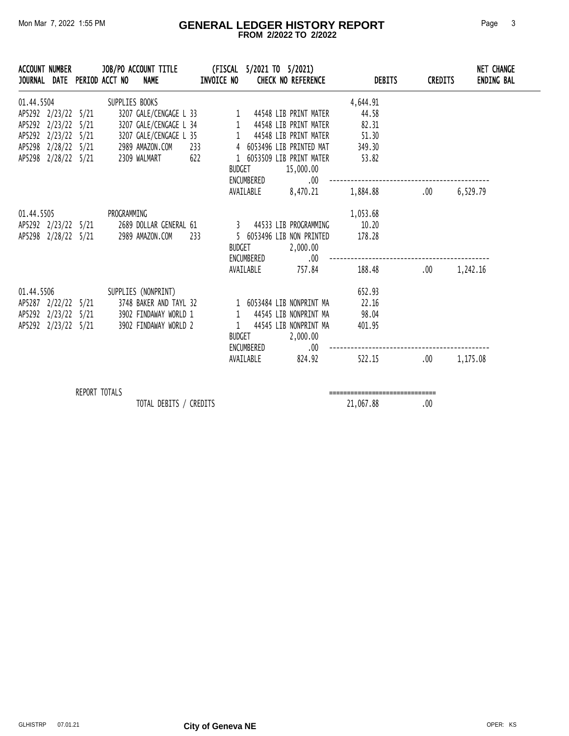# GENERAL LEDGER HISTORY REPORT

**FROM 2/2022 TO 2/2022**

| ACCOUNT NUMBER / JOURNAL | DATE | PERIOD | JOB/PO ACCOUNT TITLE / ACCT NO NAME | (FISCAL 5/2021 TO 5/2021) INVOICE NO | CHECK NO REFERENCE | DEBITS | CREDITS | NET CHANGE ENDING BAL |
|---|---|---|---|---|---|---|---|---|
| 01.44.5504 | | | SUPPLIES BOOKS | | | 4,644.91 | | |
| AP5292 | 2/23/22 | 5/21 | 3207 GALE/CENGAGE L 33 | 1 | 44548 LIB PRINT MATER | 44.58 | | |
| AP5292 | 2/23/22 | 5/21 | 3207 GALE/CENGAGE L 34 | 1 | 44548 LIB PRINT MATER | 82.31 | | |
| AP5292 | 2/23/22 | 5/21 | 3207 GALE/CENGAGE L 35 | 1 | 44548 LIB PRINT MATER | 51.30 | | |
| AP5298 | 2/28/22 | 5/21 | 2989 AMAZON.COM 233 | 4 | 6053496 LIB PRINTED MAT | 349.30 | | |
| AP5298 | 2/28/22 | 5/21 | 2309 WALMART 622 | 1 | 6053509 LIB PRINT MATER | 53.82 | | |
| | | | | BUDGET | 15,000.00 | | | |
| | | | | ENCUMBERED | .00 | | | |
| | | | | AVAILABLE | 8,470.21 | 1,884.88 | .00 | 6,529.79 |
| 01.44.5505 | | | PROGRAMMING | | | 1,053.68 | | |
| AP5292 | 2/23/22 | 5/21 | 2689 DOLLAR GENERAL 61 | 3 | 44533 LIB PROGRAMMING | 10.20 | | |
| AP5298 | 2/28/22 | 5/21 | 2989 AMAZON.COM 233 | 5 | 6053496 LIB NON PRINTED | 178.28 | | |
| | | | | BUDGET | 2,000.00 | | | |
| | | | | ENCUMBERED | .00 | | | |
| | | | | AVAILABLE | 757.84 | 188.48 | .00 | 1,242.16 |
| 01.44.5506 | | | SUPPLIES (NONPRINT) | | | 652.93 | | |
| AP5287 | 2/22/22 | 5/21 | 3748 BAKER AND TAYL 32 | 1 | 6053484 LIB NONPRINT MA | 22.16 | | |
| AP5292 | 2/23/22 | 5/21 | 3902 FINDAWAY WORLD 1 | 1 | 44545 LIB NONPRINT MA | 98.04 | | |
| AP5292 | 2/23/22 | 5/21 | 3902 FINDAWAY WORLD 2 | 1 | 44545 LIB NONPRINT MA | 401.95 | | |
| | | | | BUDGET | 2,000.00 | | | |
| | | | | ENCUMBERED | .00 | | | |
| | | | | AVAILABLE | 824.92 | 522.15 | .00 | 1,175.08 |

REPORT TOTALS

| | DEBITS | CREDITS |
|---|---|---|
| TOTAL DEBITS / CREDITS | 21,067.88 | .00 |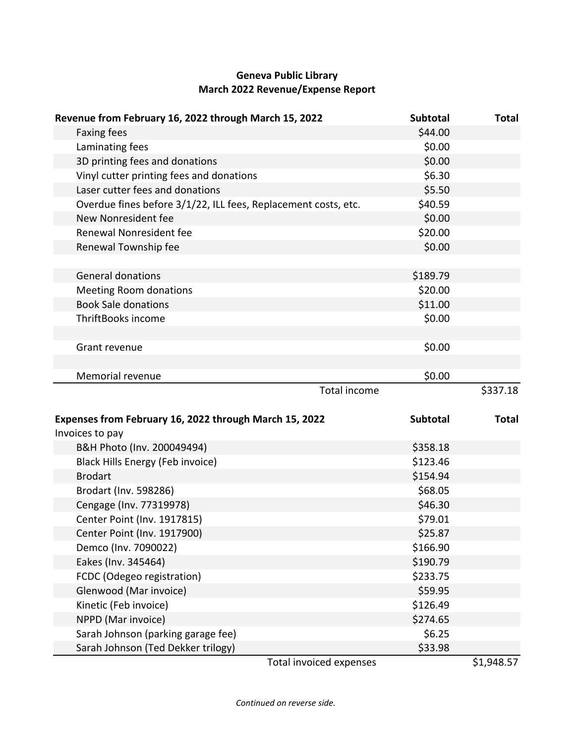**Geneva Public Library**
**March 2022 Revenue/Expense Report**

| **Revenue from February 16, 2022 through March 15, 2022** | **Subtotal** | **Total** |
|---|---|---|
| Faxing fees | $44.00 | |
| Laminating fees | $0.00 | |
| 3D printing fees and donations | $0.00 | |
| Vinyl cutter printing fees and donations | $6.30 | |
| Laser cutter fees and donations | $5.50 | |
| Overdue fines before 3/1/22, ILL fees, Replacement costs, etc. | $40.59 | |
| New Nonresident fee | $0.00 | |
| Renewal Nonresident fee | $20.00 | |
| Renewal Township fee | $0.00 | |
| | | |
| General donations | $189.79 | |
| Meeting Room donations | $20.00 | |
| Book Sale donations | $11.00 | |
| ThriftBooks income | $0.00 | |
| | | |
| Grant revenue | $0.00 | |
| | | |
| Memorial revenue | $0.00 | |
| Total income | | $337.18 |

| **Expenses from February 16, 2022 through March 15, 2022** | **Subtotal** | **Total** |
|---|---|---|
| Invoices to pay | | |
| B&H Photo (Inv. 200049494) | $358.18 | |
| Black Hills Energy (Feb invoice) | $123.46 | |
| Brodart | $154.94 | |
| Brodart (Inv. 598286) | $68.05 | |
| Cengage (Inv. 77319978) | $46.30 | |
| Center Point (Inv. 1917815) | $79.01 | |
| Center Point (Inv. 1917900) | $25.87 | |
| Demco (Inv. 7090022) | $166.90 | |
| Eakes (Inv. 345464) | $190.79 | |
| FCDC (Odegeo registration) | $233.75 | |
| Glenwood (Mar invoice) | $59.95 | |
| Kinetic (Feb invoice) | $126.49 | |
| NPPD (Mar invoice) | $274.65 | |
| Sarah Johnson (parking garage fee) | $6.25 | |
| Sarah Johnson (Ted Dekker trilogy) | $33.98 | |
| Total invoiced expenses | | $1,948.57 |

*Continued on reverse side.*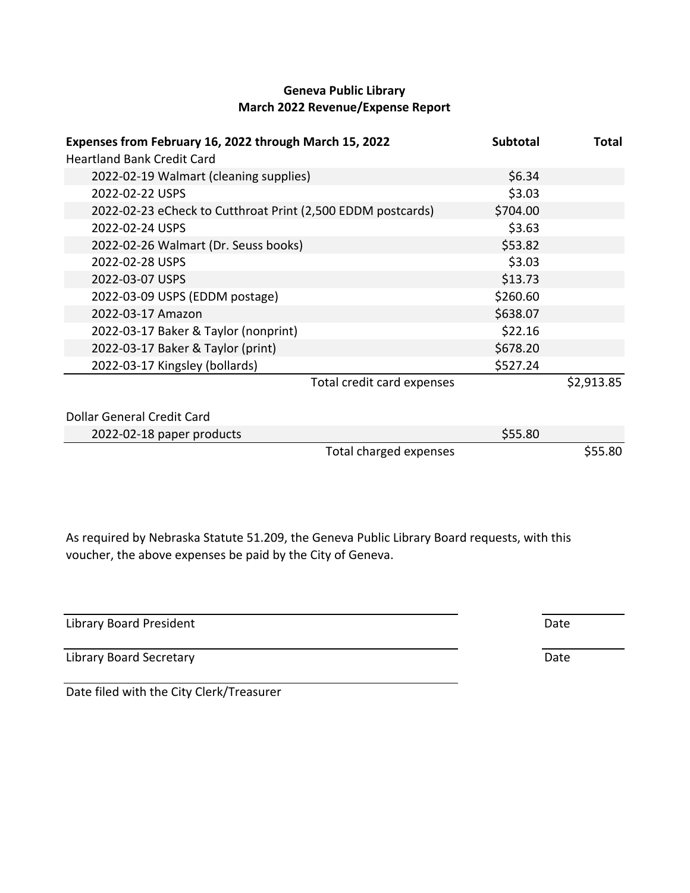**Geneva Public Library**
**March 2022 Revenue/Expense Report**

| **Expenses from February 16, 2022 through March 15, 2022** | **Subtotal** | **Total** |
|---|---|---|
| Heartland Bank Credit Card | | |
| 2022-02-19 Walmart (cleaning supplies) | $6.34 | |
| 2022-02-22 USPS | $3.03 | |
| 2022-02-23 eCheck to Cutthroat Print (2,500 EDDM postcards) | $704.00 | |
| 2022-02-24 USPS | $3.63 | |
| 2022-02-26 Walmart (Dr. Seuss books) | $53.82 | |
| 2022-02-28 USPS | $3.03 | |
| 2022-03-07 USPS | $13.73 | |
| 2022-03-09 USPS (EDDM postage) | $260.60 | |
| 2022-03-17 Amazon | $638.07 | |
| 2022-03-17 Baker & Taylor (nonprint) | $22.16 | |
| 2022-03-17 Baker & Taylor (print) | $678.20 | |
| 2022-03-17 Kingsley (bollards) | $527.24 | |
| Total credit card expenses | | $2,913.85 |
| | | |
| Dollar General Credit Card | | |
| 2022-02-18 paper products | $55.80 | |
| Total charged expenses | | $55.80 |

As required by Nebraska Statute 51.209, the Geneva Public Library Board requests, with this voucher, the above expenses be paid by the City of Geneva.

Library Board President ____________________ Date ________

Library Board Secretary ____________________ Date ________

____________________
Date filed with the City Clerk/Treasurer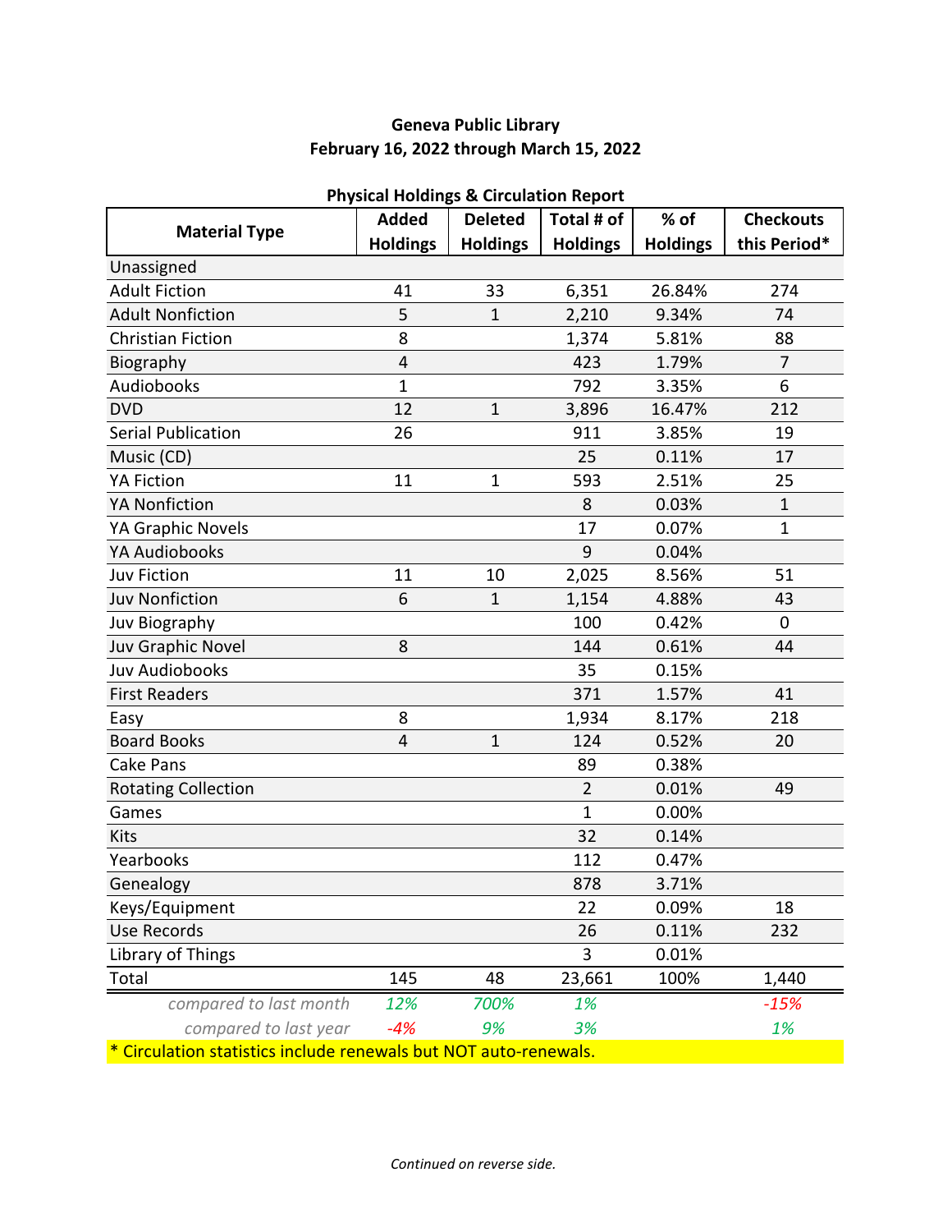**Geneva Public Library**
**February 16, 2022 through March 15, 2022**

**Physical Holdings & Circulation Report**

| Material Type | Added Holdings | Deleted Holdings | Total # of Holdings | % of Holdings | Checkouts this Period* |
|---|---|---|---|---|---|
| Unassigned | | | | | |
| Adult Fiction | 41 | 33 | 6,351 | 26.84% | 274 |
| Adult Nonfiction | 5 | 1 | 2,210 | 9.34% | 74 |
| Christian Fiction | 8 | | 1,374 | 5.81% | 88 |
| Biography | 4 | | 423 | 1.79% | 7 |
| Audiobooks | 1 | | 792 | 3.35% | 6 |
| DVD | 12 | 1 | 3,896 | 16.47% | 212 |
| Serial Publication | 26 | | 911 | 3.85% | 19 |
| Music (CD) | | | 25 | 0.11% | 17 |
| YA Fiction | 11 | 1 | 593 | 2.51% | 25 |
| YA Nonfiction | | | 8 | 0.03% | 1 |
| YA Graphic Novels | | | 17 | 0.07% | 1 |
| YA Audiobooks | | | 9 | 0.04% | |
| Juv Fiction | 11 | 10 | 2,025 | 8.56% | 51 |
| Juv Nonfiction | 6 | 1 | 1,154 | 4.88% | 43 |
| Juv Biography | | | 100 | 0.42% | 0 |
| Juv Graphic Novel | 8 | | 144 | 0.61% | 44 |
| Juv Audiobooks | | | 35 | 0.15% | |
| First Readers | | | 371 | 1.57% | 41 |
| Easy | 8 | | 1,934 | 8.17% | 218 |
| Board Books | 4 | 1 | 124 | 0.52% | 20 |
| Cake Pans | | | 89 | 0.38% | |
| Rotating Collection | | | 2 | 0.01% | 49 |
| Games | | | 1 | 0.00% | |
| Kits | | | 32 | 0.14% | |
| Yearbooks | | | 112 | 0.47% | |
| Genealogy | | | 878 | 3.71% | |
| Keys/Equipment | | | 22 | 0.09% | 18 |
| Use Records | | | 26 | 0.11% | 232 |
| Library of Things | | | 3 | 0.01% | |
| Total | 145 | 48 | 23,661 | 100% | 1,440 |
| *compared to last month* | *12%* | *700%* | *1%* | | *-15%* |
| *compared to last year* | *-4%* | *9%* | *3%* | | *1%* |

* Circulation statistics include renewals but NOT auto-renewals.

*Continued on reverse side.*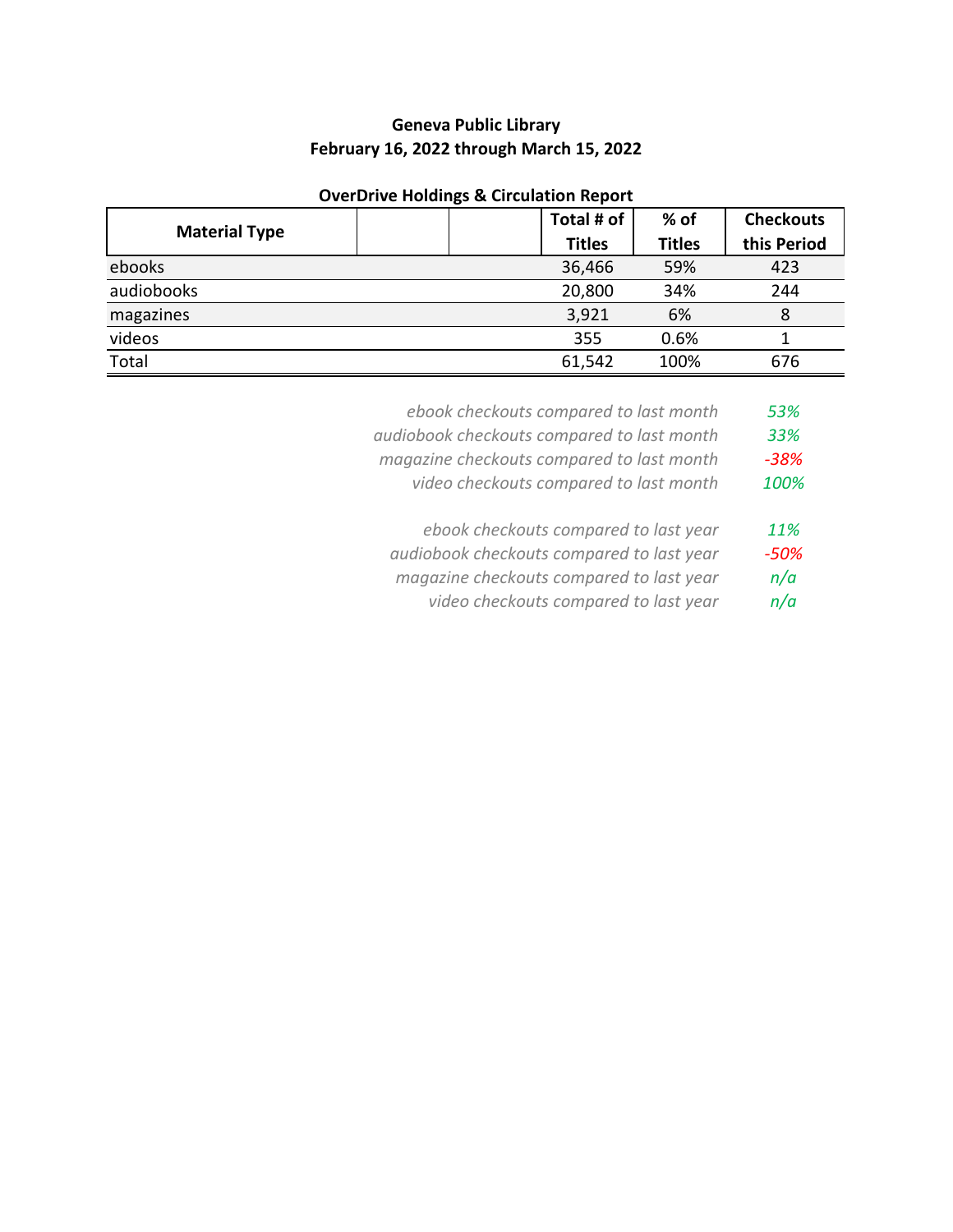**Geneva Public Library**
**February 16, 2022 through March 15, 2022**

**OverDrive Holdings & Circulation Report**

| Material Type | | | Total # of Titles | % of Titles | Checkouts this Period |
|---|---|---|---|---|---|
| ebooks | | | 36,466 | 59% | 423 |
| audiobooks | | | 20,800 | 34% | 244 |
| magazines | | | 3,921 | 6% | 8 |
| videos | | | 355 | 0.6% | 1 |
| Total | | | 61,542 | 100% | 676 |

| | |
|---|---|
| *ebook checkouts compared to last month* | *53%* |
| *audiobook checkouts compared to last month* | *33%* |
| *magazine checkouts compared to last month* | *-38%* |
| *video checkouts compared to last month* | *100%* |
| *ebook checkouts compared to last year* | *11%* |
| *audiobook checkouts compared to last year* | *-50%* |
| *magazine checkouts compared to last year* | *n/a* |
| *video checkouts compared to last year* | *n/a* |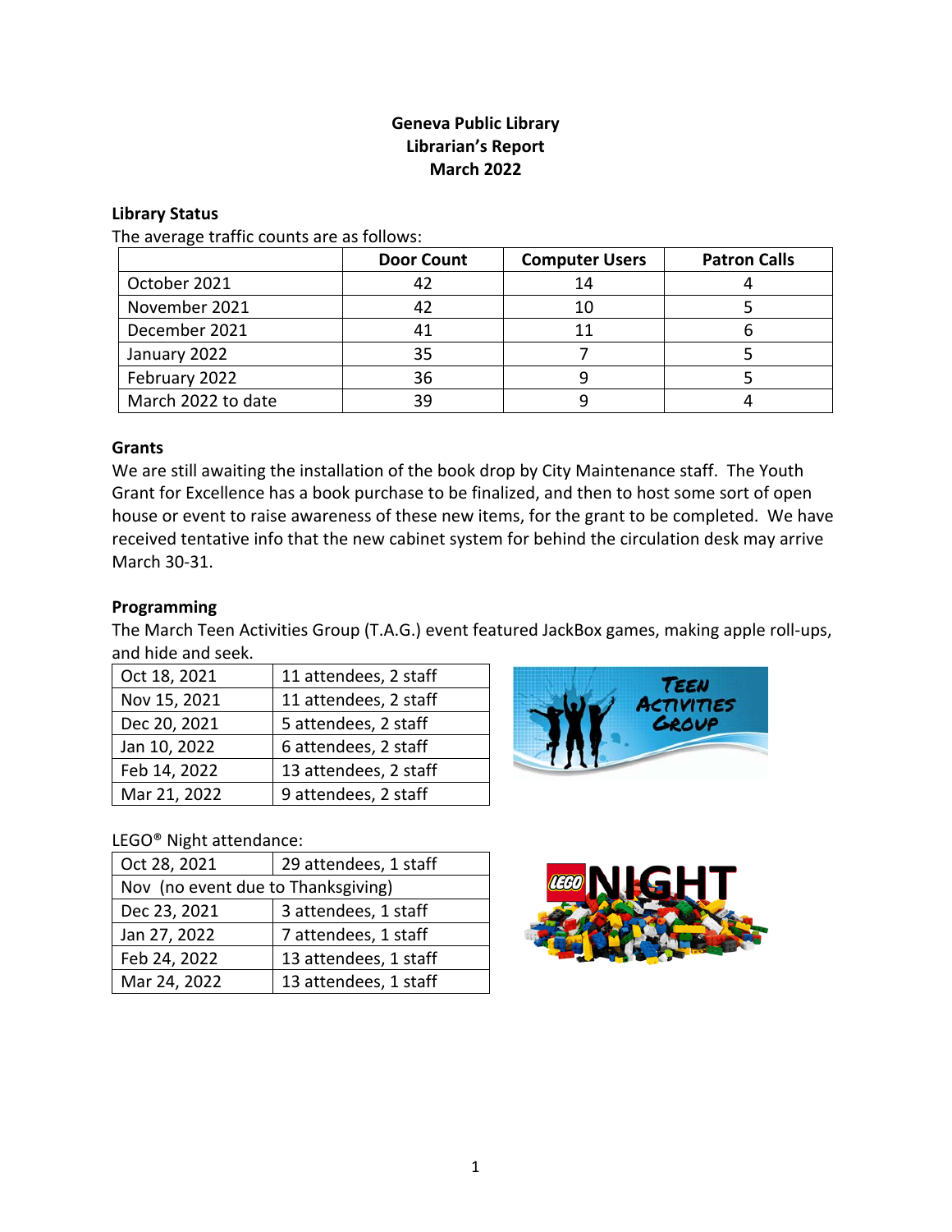# Geneva Public Library
## Librarian's Report
## March 2022

### Library Status

The average traffic counts are as follows:

| | Door Count | Computer Users | Patron Calls |
|---|---|---|---|
| October 2021 | 42 | 14 | 4 |
| November 2021 | 42 | 10 | 5 |
| December 2021 | 41 | 11 | 6 |
| January 2022 | 35 | 7 | 5 |
| February 2022 | 36 | 9 | 5 |
| March 2022 to date | 39 | 9 | 4 |

### Grants

We are still awaiting the installation of the book drop by City Maintenance staff. The Youth Grant for Excellence has a book purchase to be finalized, and then to host some sort of open house or event to raise awareness of these new items, for the grant to be completed. We have received tentative info that the new cabinet system for behind the circulation desk may arrive March 30-31.

### Programming

The March Teen Activities Group (T.A.G.) event featured JackBox games, making apple roll-ups, and hide and seek.

| | |
|---|---|
| Oct 18, 2021 | 11 attendees, 2 staff |
| Nov 15, 2021 | 11 attendees, 2 staff |
| Dec 20, 2021 | 5 attendees, 2 staff |
| Jan 10, 2022 | 6 attendees, 2 staff |
| Feb 14, 2022 | 13 attendees, 2 staff |
| Mar 21, 2022 | 9 attendees, 2 staff |

LEGO® Night attendance:

| | |
|---|---|
| Oct 28, 2021 | 29 attendees, 1 staff |
| Nov (no event due to Thanksgiving) | |
| Dec 23, 2021 | 3 attendees, 1 staff |
| Jan 27, 2022 | 7 attendees, 1 staff |
| Feb 24, 2022 | 13 attendees, 1 staff |
| Mar 24, 2022 | 13 attendees, 1 staff |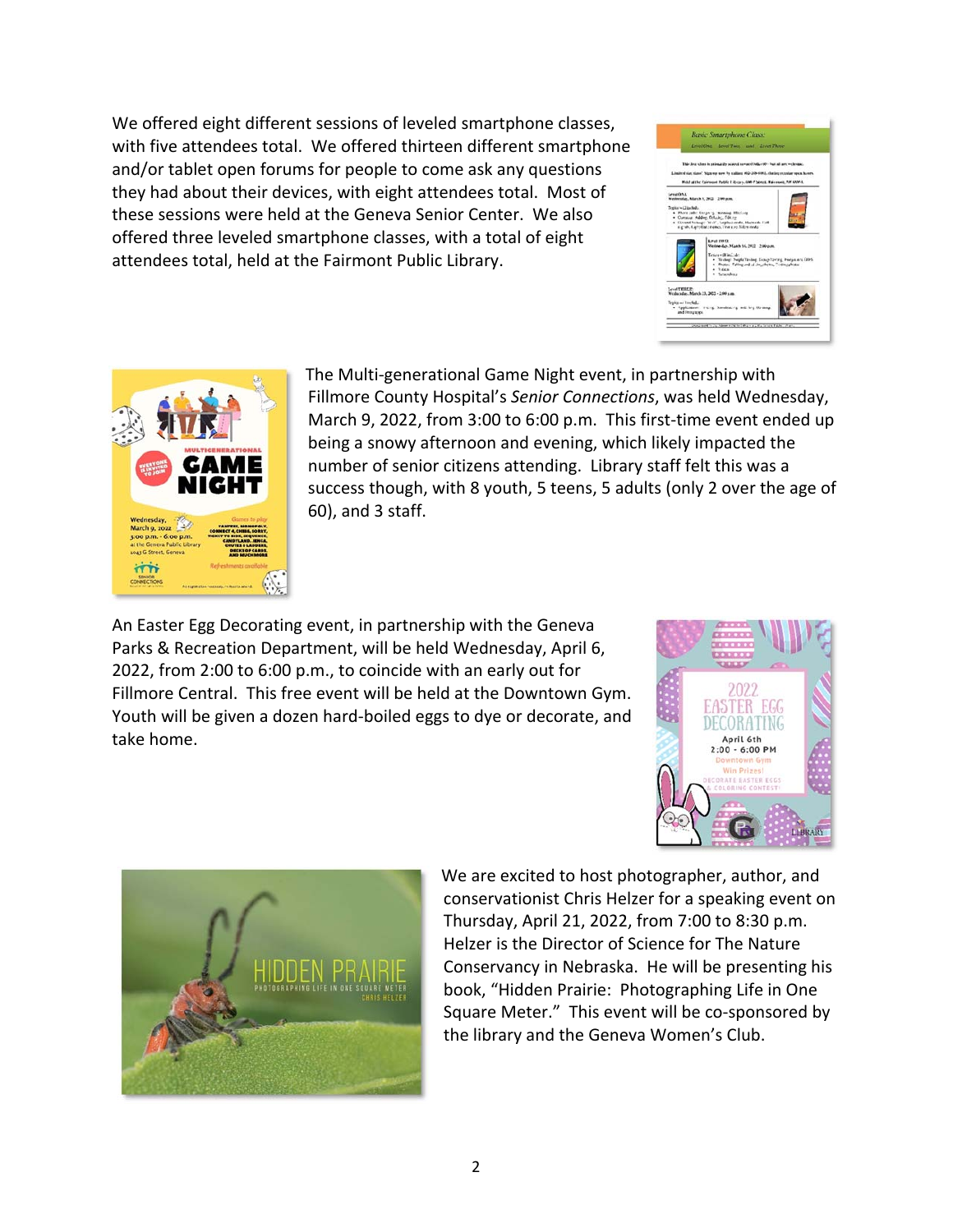We offered eight different sessions of leveled smartphone classes, with five attendees total. We offered thirteen different smartphone and/or tablet open forums for people to come ask any questions they had about their devices, with eight attendees total. Most of these sessions were held at the Geneva Senior Center. We also offered three leveled smartphone classes, with a total of eight attendees total, held at the Fairmont Public Library.

The Multi-generational Game Night event, in partnership with Fillmore County Hospital's *Senior Connections*, was held Wednesday, March 9, 2022, from 3:00 to 6:00 p.m. This first-time event ended up being a snowy afternoon and evening, which likely impacted the number of senior citizens attending. Library staff felt this was a success though, with 8 youth, 5 teens, 5 adults (only 2 over the age of 60), and 3 staff.

An Easter Egg Decorating event, in partnership with the Geneva Parks & Recreation Department, will be held Wednesday, April 6, 2022, from 2:00 to 6:00 p.m., to coincide with an early out for Fillmore Central. This free event will be held at the Downtown Gym. Youth will be given a dozen hard-boiled eggs to dye or decorate, and take home.

We are excited to host photographer, author, and conservationist Chris Helzer for a speaking event on Thursday, April 21, 2022, from 7:00 to 8:30 p.m. Helzer is the Director of Science for The Nature Conservancy in Nebraska. He will be presenting his book, "Hidden Prairie: Photographing Life in One Square Meter." This event will be co-sponsored by the library and the Geneva Women's Club.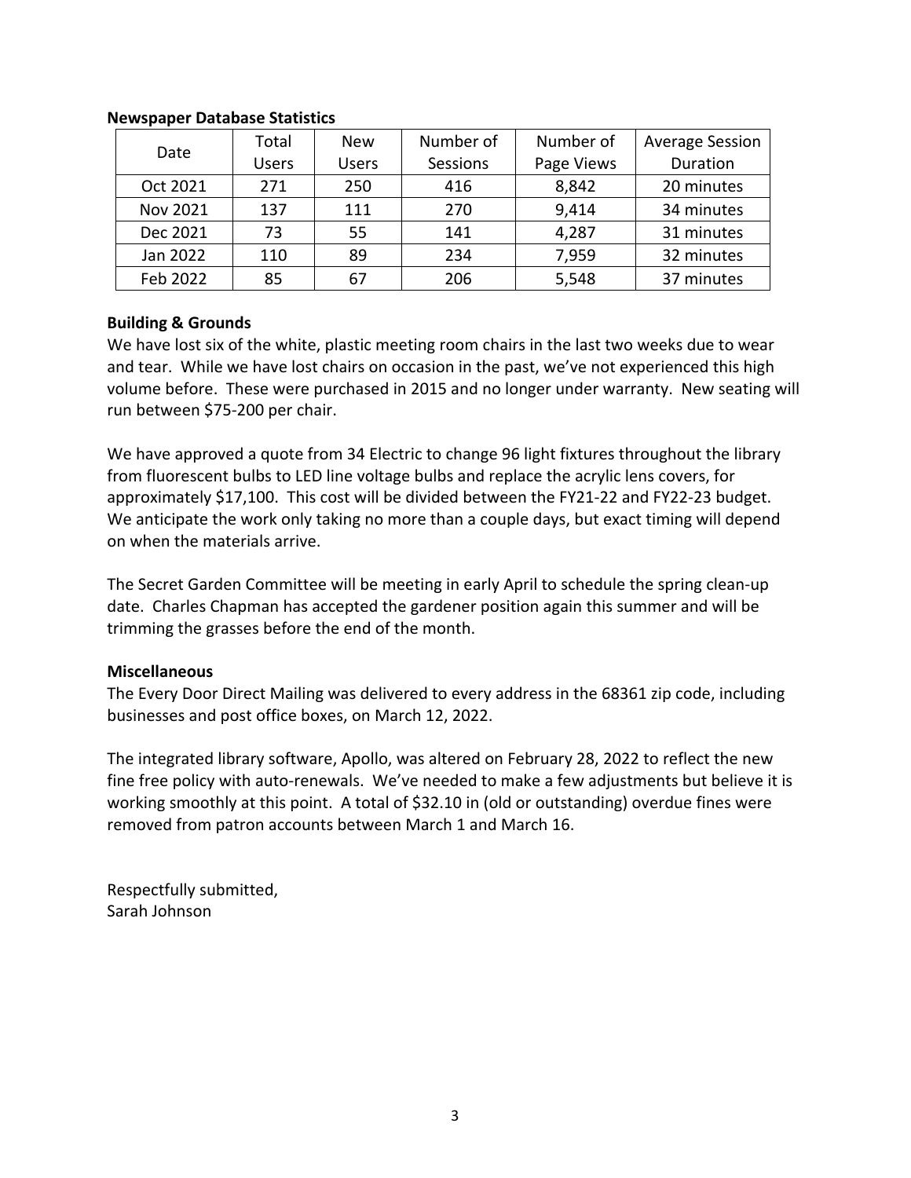**Newspaper Database Statistics**

| Date | Total Users | New Users | Number of Sessions | Number of Page Views | Average Session Duration |
|---|---|---|---|---|---|
| Oct 2021 | 271 | 250 | 416 | 8,842 | 20 minutes |
| Nov 2021 | 137 | 111 | 270 | 9,414 | 34 minutes |
| Dec 2021 | 73 | 55 | 141 | 4,287 | 31 minutes |
| Jan 2022 | 110 | 89 | 234 | 7,959 | 32 minutes |
| Feb 2022 | 85 | 67 | 206 | 5,548 | 37 minutes |

**Building & Grounds**

We have lost six of the white, plastic meeting room chairs in the last two weeks due to wear and tear. While we have lost chairs on occasion in the past, we've not experienced this high volume before. These were purchased in 2015 and no longer under warranty. New seating will run between $75-200 per chair.

We have approved a quote from 34 Electric to change 96 light fixtures throughout the library from fluorescent bulbs to LED line voltage bulbs and replace the acrylic lens covers, for approximately $17,100. This cost will be divided between the FY21-22 and FY22-23 budget. We anticipate the work only taking no more than a couple days, but exact timing will depend on when the materials arrive.

The Secret Garden Committee will be meeting in early April to schedule the spring clean-up date. Charles Chapman has accepted the gardener position again this summer and will be trimming the grasses before the end of the month.

**Miscellaneous**

The Every Door Direct Mailing was delivered to every address in the 68361 zip code, including businesses and post office boxes, on March 12, 2022.

The integrated library software, Apollo, was altered on February 28, 2022 to reflect the new fine free policy with auto-renewals. We've needed to make a few adjustments but believe it is working smoothly at this point. A total of $32.10 in (old or outstanding) overdue fines were removed from patron accounts between March 1 and March 16.

Respectfully submitted,
Sarah Johnson